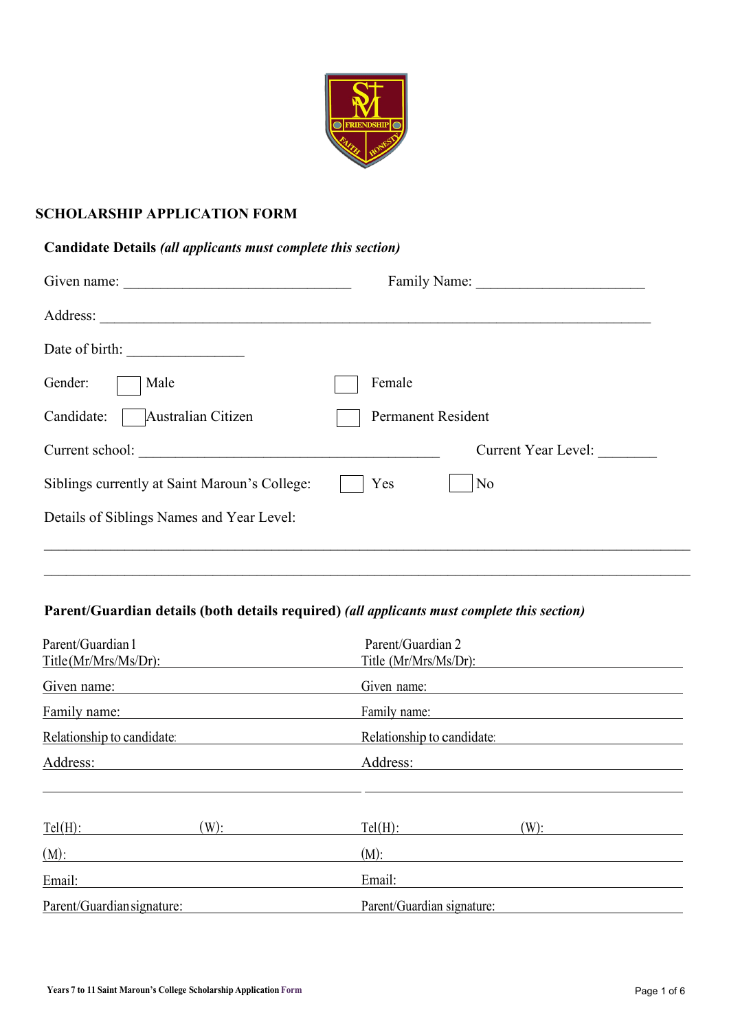## SCHOLARSHIP APPLICATION FORM

**Candidate Details** ***(all applicants must complete this section)***

Given name: ______________________________ Family Name: ______________________

Address: __________________________________________________________________________

Date of birth: ________________

Gender: ☐ Male ☐ Female

Candidate: ☐ Australian Citizen ☐ Permanent Resident

Current school: ________________________________________ Current Year Level: ________

Siblings currently at Saint Maroun's College: ☐ Yes ☐ No

Details of Siblings Names and Year Level:

_____________________________________________________________________________________

_____________________________________________________________________________________

**Parent/Guardian details (both details required)** ***(all applicants must complete this section)***

| Parent/Guardian 1 | Parent/Guardian 2 |
|---|---|
| Title (Mr/Mrs/Ms/Dr): | Title (Mr/Mrs/Ms/Dr): |
| Given name: | Given name: |
| Family name: | Family name: |
| Relationship to candidate: | Relationship to candidate: |
| Address: | Address: |
| | |
| Tel (H): (W): | Tel (H): (W): |
| (M): | (M): |
| Email: | Email: |
| Parent/Guardian signature: | Parent/Guardian signature: |

Years 7 to 11 Saint Maroun's College Scholarship Application Form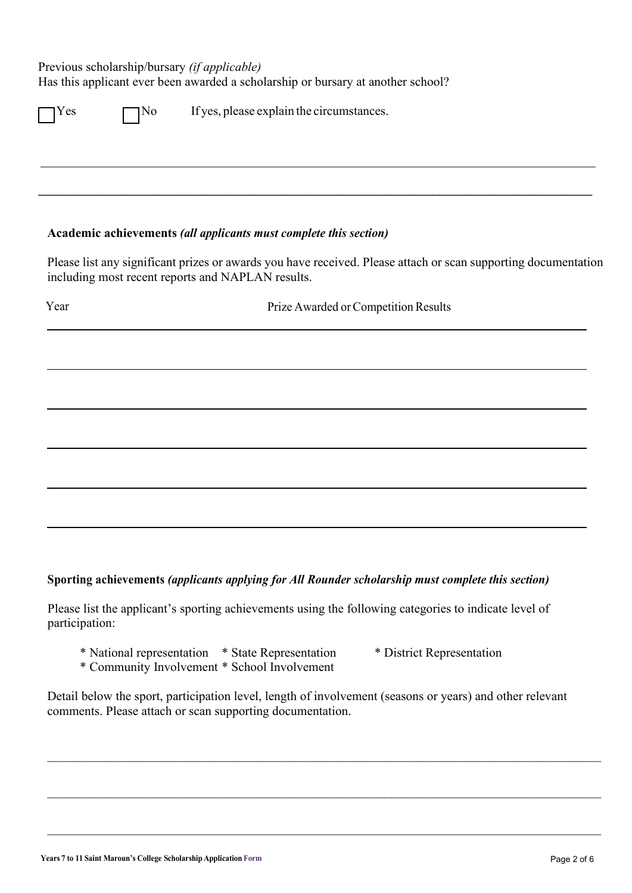Previous scholarship/bursary *(if applicable)*
Has this applicant ever been awarded a scholarship or bursary at another school?

☐ Yes ☐ No If yes, please explain the circumstances.

**Academic achievements *(all applicants must complete this section)***

Please list any significant prizes or awards you have received. Please attach or scan supporting documentation including most recent reports and NAPLAN results.

| Year | Prize Awarded or Competition Results |
| --- | --- |
| | |
| | |
| | |
| | |
| | |

**Sporting achievements *(applicants applying for All Rounder scholarship must complete this section)***

Please list the applicant's sporting achievements using the following categories to indicate level of participation:

* National representation
* State Representation
* District Representation
* Community Involvement
* School Involvement

Detail below the sport, participation level, length of involvement (seasons or years) and other relevant comments. Please attach or scan supporting documentation.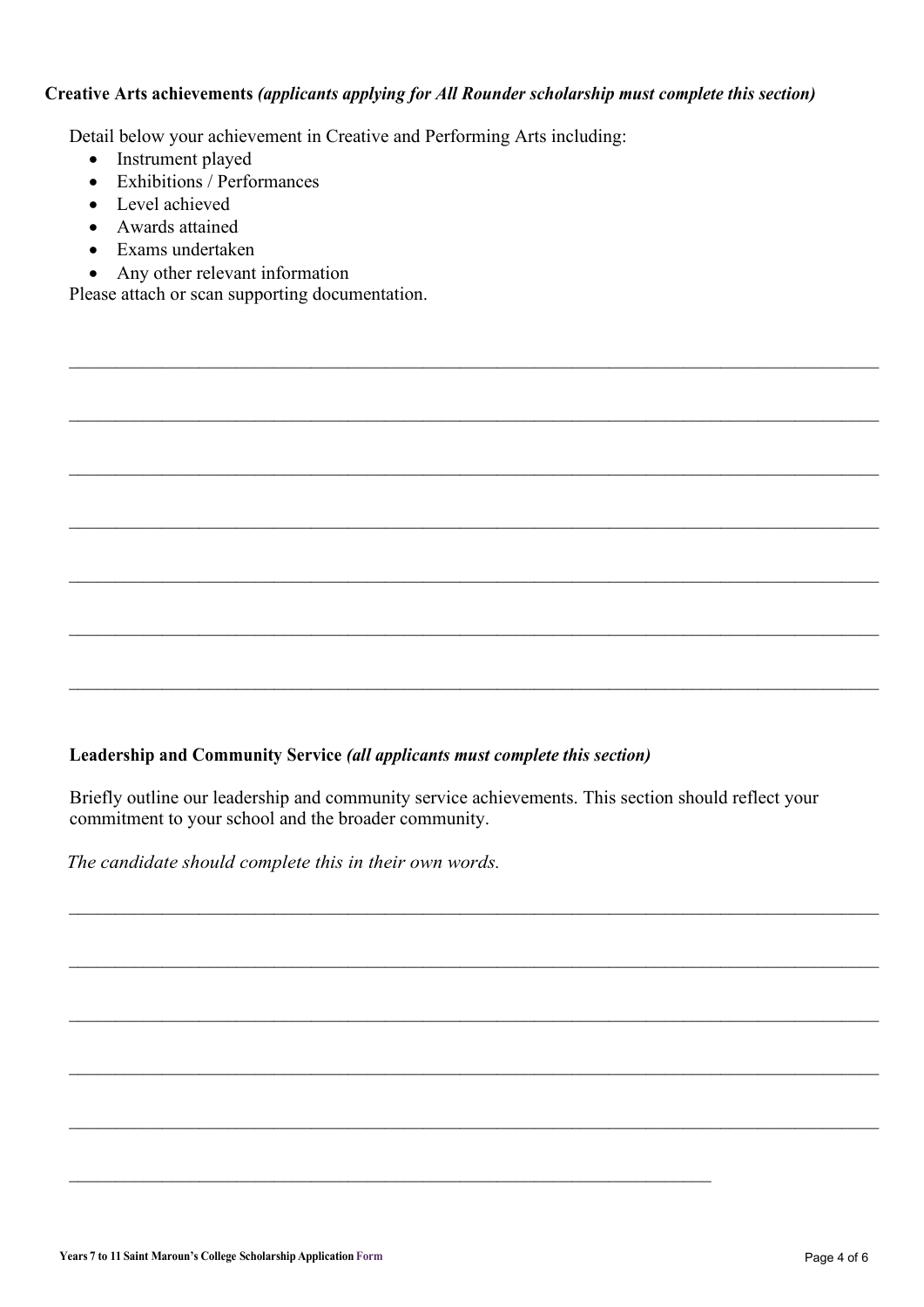**Creative Arts achievements** ***(applicants applying for All Rounder scholarship must complete this section)***

Detail below your achievement in Creative and Performing Arts including:

- Instrument played
- Exhibitions / Performances
- Level achieved
- Awards attained
- Exams undertaken
- Any other relevant information

Please attach or scan supporting documentation.

\_\_\_\_\_\_\_\_\_\_\_\_\_\_\_\_\_\_\_\_\_\_\_\_\_\_\_\_\_\_\_\_\_\_\_\_\_\_\_\_\_\_\_\_\_\_\_\_\_\_\_\_\_\_\_\_\_\_\_\_\_\_\_\_\_\_\_\_\_\_\_\_\_\_\_\_\_\_

\_\_\_\_\_\_\_\_\_\_\_\_\_\_\_\_\_\_\_\_\_\_\_\_\_\_\_\_\_\_\_\_\_\_\_\_\_\_\_\_\_\_\_\_\_\_\_\_\_\_\_\_\_\_\_\_\_\_\_\_\_\_\_\_\_\_\_\_\_\_\_\_\_\_\_\_\_\_

\_\_\_\_\_\_\_\_\_\_\_\_\_\_\_\_\_\_\_\_\_\_\_\_\_\_\_\_\_\_\_\_\_\_\_\_\_\_\_\_\_\_\_\_\_\_\_\_\_\_\_\_\_\_\_\_\_\_\_\_\_\_\_\_\_\_\_\_\_\_\_\_\_\_\_\_\_\_

\_\_\_\_\_\_\_\_\_\_\_\_\_\_\_\_\_\_\_\_\_\_\_\_\_\_\_\_\_\_\_\_\_\_\_\_\_\_\_\_\_\_\_\_\_\_\_\_\_\_\_\_\_\_\_\_\_\_\_\_\_\_\_\_\_\_\_\_\_\_\_\_\_\_\_\_\_\_

\_\_\_\_\_\_\_\_\_\_\_\_\_\_\_\_\_\_\_\_\_\_\_\_\_\_\_\_\_\_\_\_\_\_\_\_\_\_\_\_\_\_\_\_\_\_\_\_\_\_\_\_\_\_\_\_\_\_\_\_\_\_\_\_\_\_\_\_\_\_\_\_\_\_\_\_\_\_

\_\_\_\_\_\_\_\_\_\_\_\_\_\_\_\_\_\_\_\_\_\_\_\_\_\_\_\_\_\_\_\_\_\_\_\_\_\_\_\_\_\_\_\_\_\_\_\_\_\_\_\_\_\_\_\_\_\_\_\_\_\_\_\_\_\_\_\_\_\_\_\_\_\_\_\_\_\_

\_\_\_\_\_\_\_\_\_\_\_\_\_\_\_\_\_\_\_\_\_\_\_\_\_\_\_\_\_\_\_\_\_\_\_\_\_\_\_\_\_\_\_\_\_\_\_\_\_\_\_\_\_\_\_\_\_\_\_\_\_\_\_\_\_\_\_\_\_\_\_\_\_\_\_\_\_\_

**Leadership and Community Service** ***(all applicants must complete this section)***

Briefly outline our leadership and community service achievements. This section should reflect your commitment to your school and the broader community.

*The candidate should complete this in their own words.*

\_\_\_\_\_\_\_\_\_\_\_\_\_\_\_\_\_\_\_\_\_\_\_\_\_\_\_\_\_\_\_\_\_\_\_\_\_\_\_\_\_\_\_\_\_\_\_\_\_\_\_\_\_\_\_\_\_\_\_\_\_\_\_\_\_\_\_\_\_\_\_\_\_\_\_\_\_\_

\_\_\_\_\_\_\_\_\_\_\_\_\_\_\_\_\_\_\_\_\_\_\_\_\_\_\_\_\_\_\_\_\_\_\_\_\_\_\_\_\_\_\_\_\_\_\_\_\_\_\_\_\_\_\_\_\_\_\_\_\_\_\_\_\_\_\_\_\_\_\_\_\_\_\_\_\_\_

\_\_\_\_\_\_\_\_\_\_\_\_\_\_\_\_\_\_\_\_\_\_\_\_\_\_\_\_\_\_\_\_\_\_\_\_\_\_\_\_\_\_\_\_\_\_\_\_\_\_\_\_\_\_\_\_\_\_\_\_\_\_\_\_\_\_\_\_\_\_\_\_\_\_\_\_\_\_

\_\_\_\_\_\_\_\_\_\_\_\_\_\_\_\_\_\_\_\_\_\_\_\_\_\_\_\_\_\_\_\_\_\_\_\_\_\_\_\_\_\_\_\_\_\_\_\_\_\_\_\_\_\_\_\_\_\_\_\_\_\_\_\_\_\_\_\_\_\_\_\_\_\_\_\_\_\_

\_\_\_\_\_\_\_\_\_\_\_\_\_\_\_\_\_\_\_\_\_\_\_\_\_\_\_\_\_\_\_\_\_\_\_\_\_\_\_\_\_\_\_\_\_\_\_\_\_\_\_\_\_\_\_\_\_\_\_\_\_\_\_\_\_\_\_\_\_\_\_\_\_\_\_\_\_\_

\_\_\_\_\_\_\_\_\_\_\_\_\_\_\_\_\_\_\_\_\_\_\_\_\_\_\_\_\_\_\_\_\_\_\_\_\_\_\_\_\_\_\_\_\_\_\_\_\_\_\_\_\_\_\_\_\_\_\_\_\_\_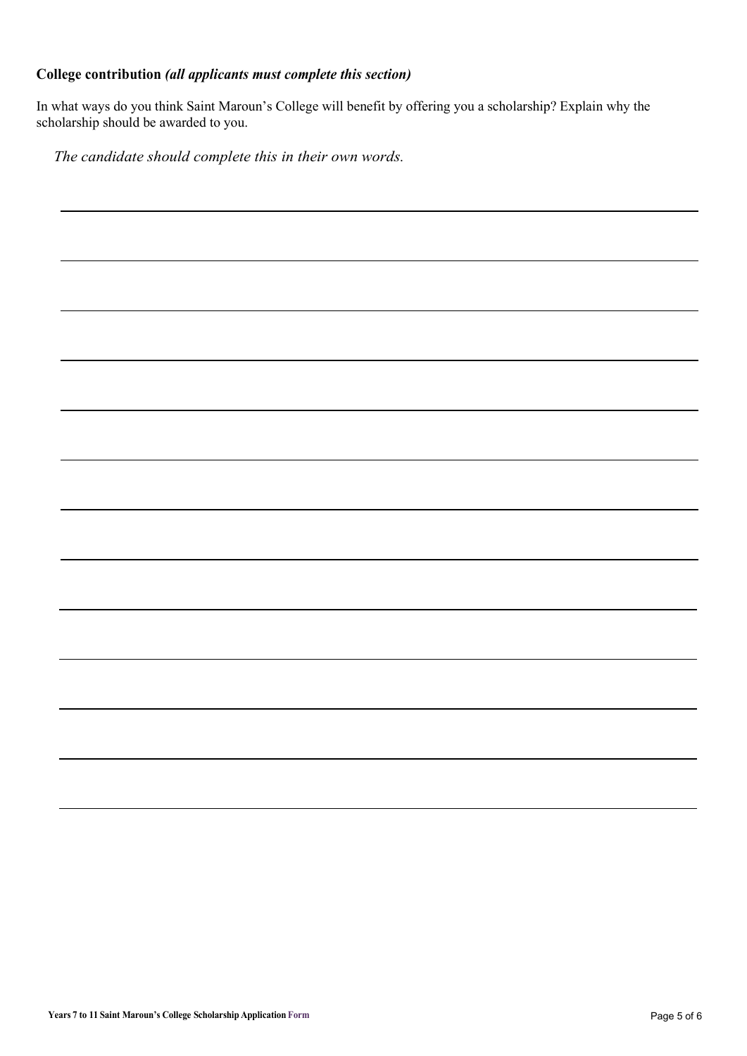**College contribution** ***(all applicants must complete this section)***

In what ways do you think Saint Maroun's College will benefit by offering you a scholarship? Explain why the scholarship should be awarded to you.

*The candidate should complete this in their own words.*

_______________________________________________

_______________________________________________

_______________________________________________

_______________________________________________

_______________________________________________

_______________________________________________

_______________________________________________

_______________________________________________

_______________________________________________

_______________________________________________

_______________________________________________

_______________________________________________

_______________________________________________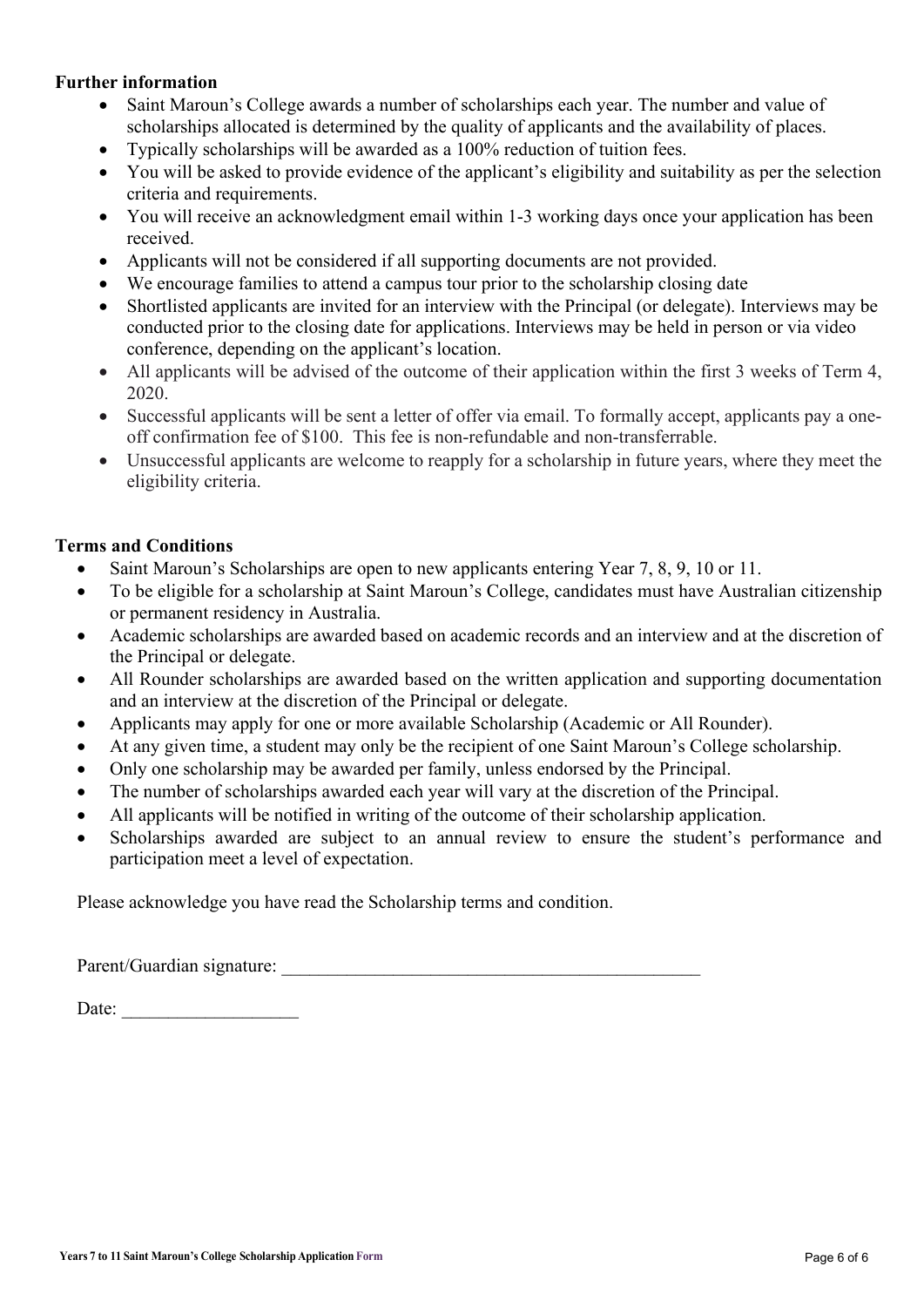**Further information**

- Saint Maroun's College awards a number of scholarships each year. The number and value of scholarships allocated is determined by the quality of applicants and the availability of places.
- Typically scholarships will be awarded as a 100% reduction of tuition fees.
- You will be asked to provide evidence of the applicant's eligibility and suitability as per the selection criteria and requirements.
- You will receive an acknowledgment email within 1-3 working days once your application has been received.
- Applicants will not be considered if all supporting documents are not provided.
- We encourage families to attend a campus tour prior to the scholarship closing date
- Shortlisted applicants are invited for an interview with the Principal (or delegate). Interviews may be conducted prior to the closing date for applications. Interviews may be held in person or via video conference, depending on the applicant's location.
- All applicants will be advised of the outcome of their application within the first 3 weeks of Term 4, 2020.
- Successful applicants will be sent a letter of offer via email. To formally accept, applicants pay a one-off confirmation fee of $100. This fee is non-refundable and non-transferrable.
- Unsuccessful applicants are welcome to reapply for a scholarship in future years, where they meet the eligibility criteria.

**Terms and Conditions**

- Saint Maroun's Scholarships are open to new applicants entering Year 7, 8, 9, 10 or 11.
- To be eligible for a scholarship at Saint Maroun's College, candidates must have Australian citizenship or permanent residency in Australia.
- Academic scholarships are awarded based on academic records and an interview and at the discretion of the Principal or delegate.
- All Rounder scholarships are awarded based on the written application and supporting documentation and an interview at the discretion of the Principal or delegate.
- Applicants may apply for one or more available Scholarship (Academic or All Rounder).
- At any given time, a student may only be the recipient of one Saint Maroun's College scholarship.
- Only one scholarship may be awarded per family, unless endorsed by the Principal.
- The number of scholarships awarded each year will vary at the discretion of the Principal.
- All applicants will be notified in writing of the outcome of their scholarship application.
- Scholarships awarded are subject to an annual review to ensure the student's performance and participation meet a level of expectation.

Please acknowledge you have read the Scholarship terms and condition.

Parent/Guardian signature: _______________________________________________

Date: ___________________